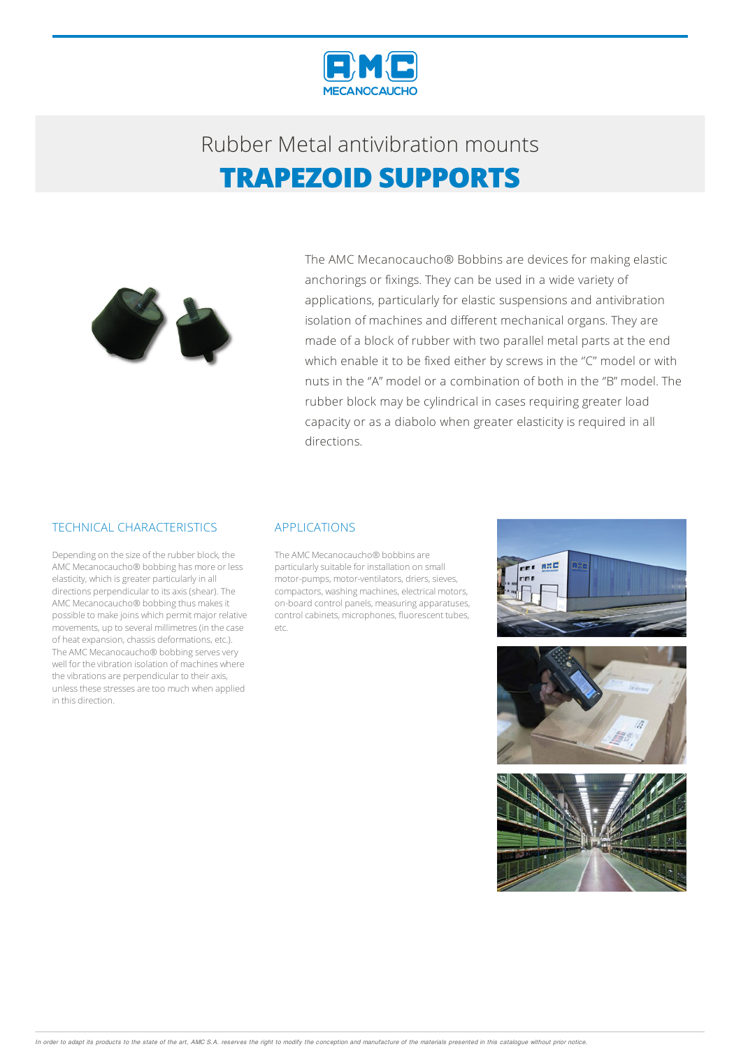# Rubber Metal antivibration mounts

## TRAPEZOID SUPPORTS

The AMC Mecanocaucho® Bobbins are devices for making elastic anchorings or fixings. They can be used in a wide variety of applications, particularly for elastic suspensions and antivibration isolation of machines and different mechanical organs. They are made of a block of rubber with two parallel metal parts at the end which enable it to be fixed either by screws in the "C" model or with nuts in the "A" model or a combination of both in the "B" model. The rubber block may be cylindrical in cases requiring greater load capacity or as a diabolo when greater elasticity is required in all directions.

### TECHNICAL CHARACTERISTICS

Depending on the size of the rubber block, the AMC Mecanocaucho® bobbing has more or less elasticity, which is greater particularly in all directions perpendicular to its axis (shear). The AMC Mecanocaucho® bobbing thus makes it possible to make joins which permit major relative movements, up to several millimetres (in the case of heat expansion, chassis deformations, etc.). The AMC Mecanocaucho® bobbing serves very well for the vibration isolation of machines where the vibrations are perpendicular to their axis, unless these stresses are too much when applied in this direction.

### APPLICATIONS

The AMC Mecanocaucho® bobbins are particularly suitable for installation on small motor-pumps, motor-ventilators, driers, sieves, compactors, washing machines, electrical motors, on-board control panels, measuring apparatuses, control cabinets, microphones, fluorescent tubes, etc.

*In order to adapt its products to the state of the art, AMC S.A. reserves the right to modify the conception and manufacture of the materials presented in this catalogue without prior notice.*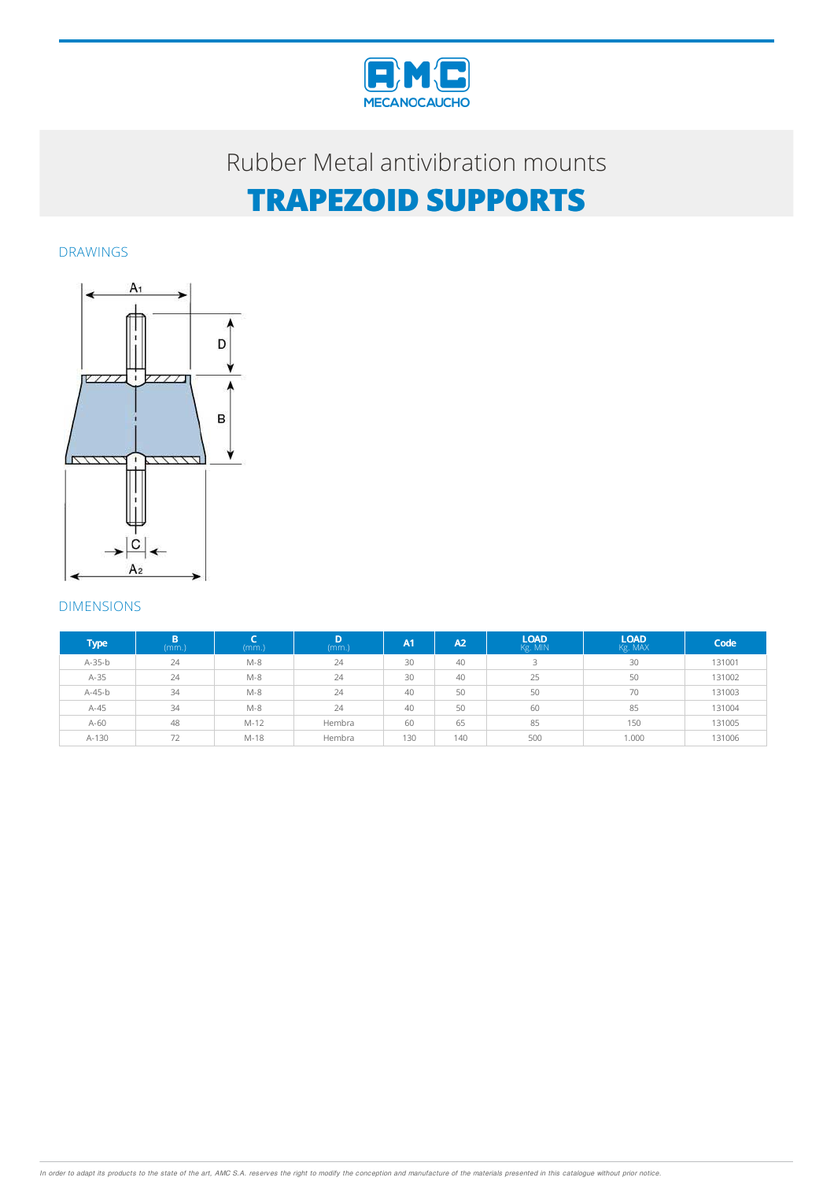# Rubber Metal antivibration mounts

# TRAPEZOID SUPPORTS

## DRAWINGS

## DIMENSIONS

| Type | B (mm.) | C (mm.) | D (mm.) | A1 | A2 | LOAD Kg. MIN | LOAD Kg. MAX | Code |
|---|---|---|---|---|---|---|---|---|
| A-35-b | 24 | M-8 | 24 | 30 | 40 | 3 | 30 | 131001 |
| A-35 | 24 | M-8 | 24 | 30 | 40 | 25 | 50 | 131002 |
| A-45-b | 34 | M-8 | 24 | 40 | 50 | 50 | 70 | 131003 |
| A-45 | 34 | M-8 | 24 | 40 | 50 | 60 | 85 | 131004 |
| A-60 | 48 | M-12 | Hembra | 60 | 65 | 85 | 150 | 131005 |
| A-130 | 72 | M-18 | Hembra | 130 | 140 | 500 | 1.000 | 131006 |

*In order to adapt its products to the state of the art, AMC S.A. reserves the right to modify the conception and manufacture of the materials presented in this catalogue without prior notice.*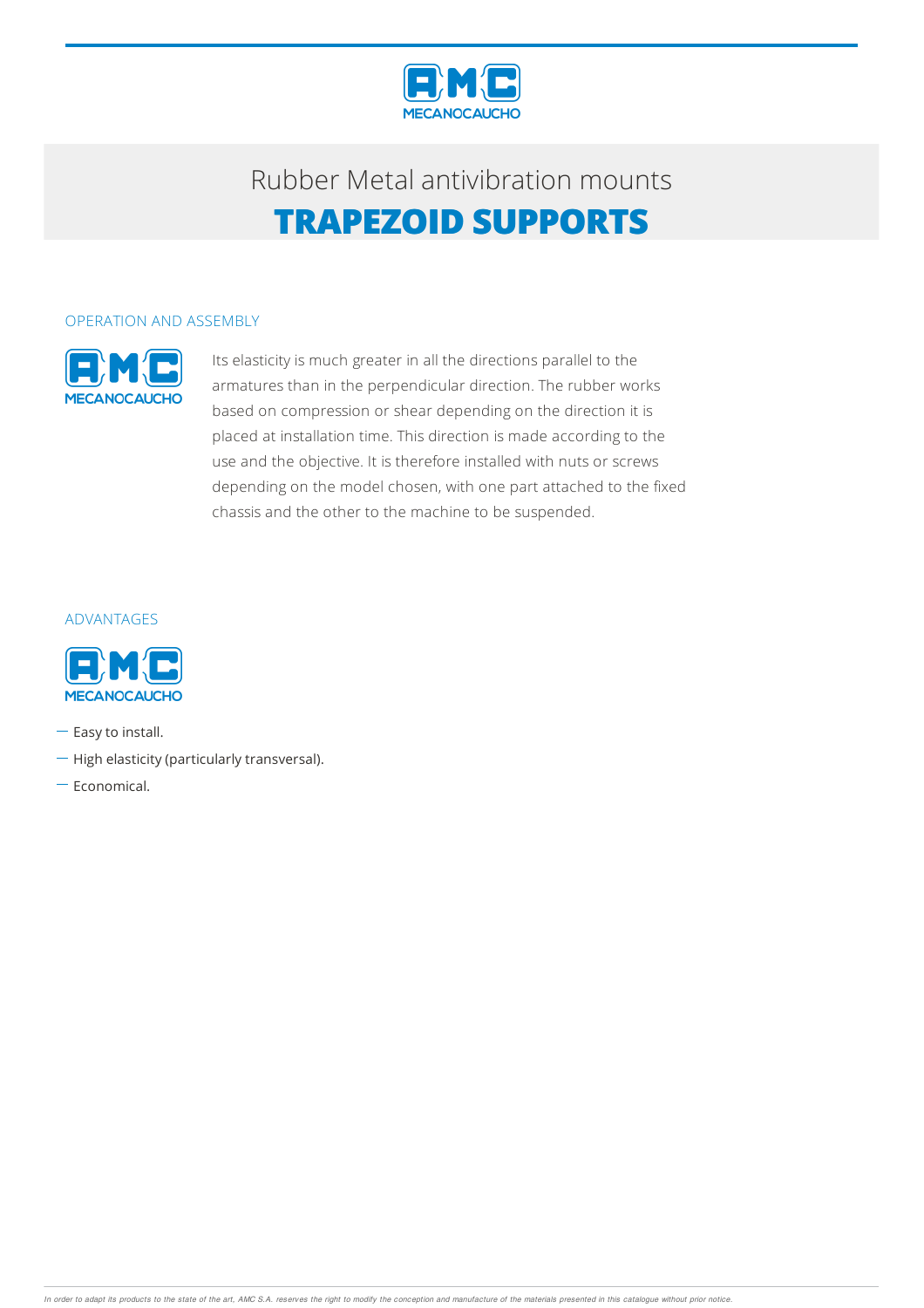# Rubber Metal antivibration mounts

# TRAPEZOID SUPPORTS

## OPERATION AND ASSEMBLY

Its elasticity is much greater in all the directions parallel to the armatures than in the perpendicular direction. The rubber works based on compression or shear depending on the direction it is placed at installation time. This direction is made according to the use and the objective. It is therefore installed with nuts or screws depending on the model chosen, with one part attached to the fixed chassis and the other to the machine to be suspended.

## ADVANTAGES

- Easy to install.
- High elasticity (particularly transversal).
- Economical.

*In order to adapt its products to the state of the art, AMC S.A. reserves the right to modify the conception and manufacture of the materials presented in this catalogue without prior notice.*